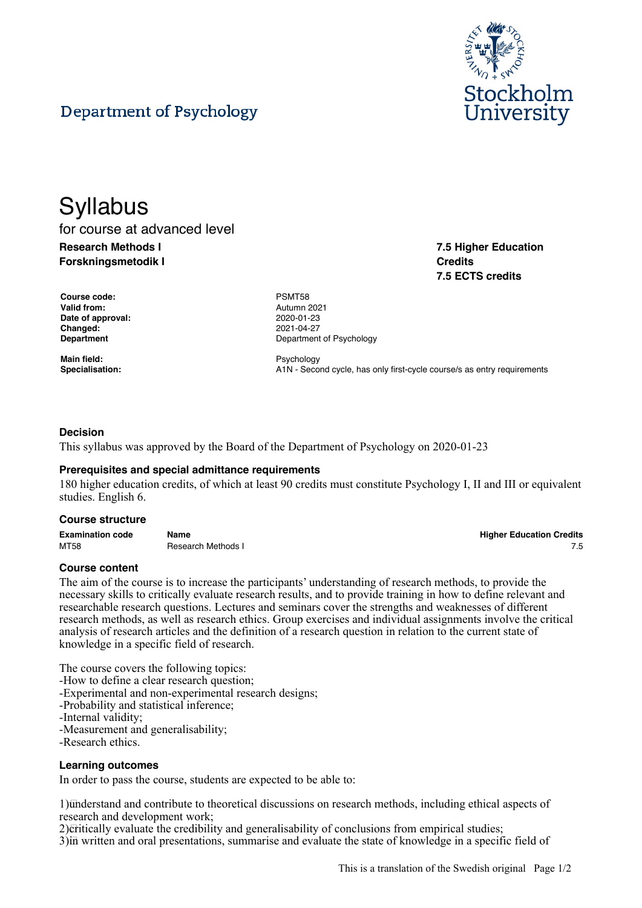Department of Psychology

# Syllabus

for course at advanced level

**Research Methods I**
**Forskningsmetodik I**

**7.5 Higher Education Credits**
**7.5 ECTS credits**

| | |
|---|---|
| **Course code:** | PSMT58 |
| **Valid from:** | Autumn 2021 |
| **Date of approval:** | 2020-01-23 |
| **Changed:** | 2021-04-27 |
| **Department** | Department of Psychology |
| **Main field:** | Psychology |
| **Specialisation:** | A1N - Second cycle, has only first-cycle course/s as entry requirements |

## Decision

This syllabus was approved by the Board of the Department of Psychology on 2020-01-23

## Prerequisites and special admittance requirements

180 higher education credits, of which at least 90 credits must constitute Psychology I, II and III or equivalent studies. English 6.

## Course structure

| Examination code | Name | Higher Education Credits |
|---|---|---|
| MT58 | Research Methods I | 7.5 |

## Course content

The aim of the course is to increase the participants' understanding of research methods, to provide the necessary skills to critically evaluate research results, and to provide training in how to define relevant and researchable research questions. Lectures and seminars cover the strengths and weaknesses of different research methods, as well as research ethics. Group exercises and individual assignments involve the critical analysis of research articles and the definition of a research question in relation to the current state of knowledge in a specific field of research.

The course covers the following topics:
-How to define a clear research question;
-Experimental and non-experimental research designs;
-Probability and statistical inference;
-Internal validity;
-Measurement and generalisability;
-Research ethics.

## Learning outcomes

In order to pass the course, students are expected to be able to:

1) understand and contribute to theoretical discussions on research methods, including ethical aspects of research and development work;
2) critically evaluate the credibility and generalisability of conclusions from empirical studies;
3) in written and oral presentations, summarise and evaluate the state of knowledge in a specific field of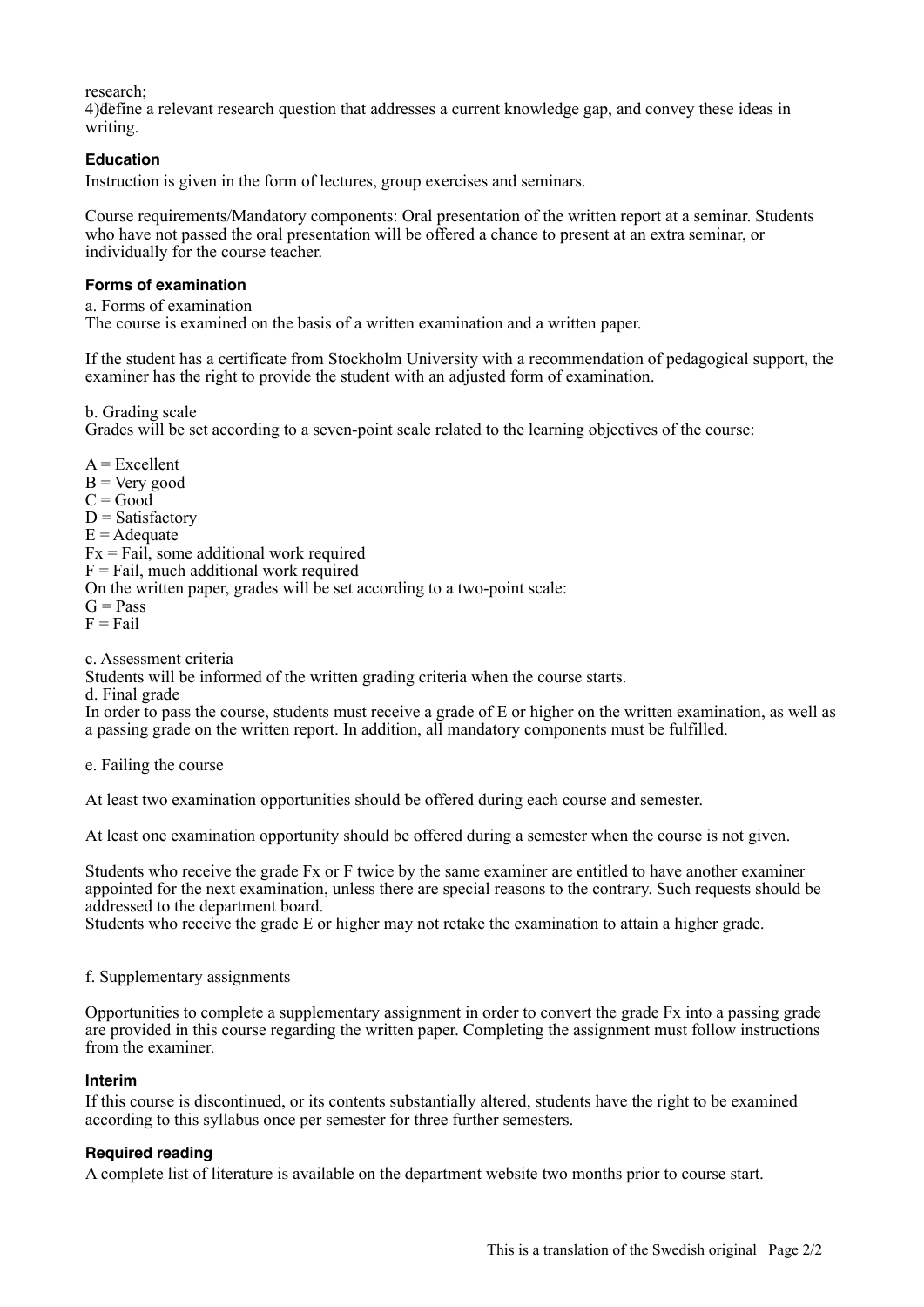research;
4)define a relevant research question that addresses a current knowledge gap, and convey these ideas in writing.

### Education

Instruction is given in the form of lectures, group exercises and seminars.

Course requirements/Mandatory components: Oral presentation of the written report at a seminar. Students who have not passed the oral presentation will be offered a chance to present at an extra seminar, or individually for the course teacher.

### Forms of examination

a. Forms of examination
The course is examined on the basis of a written examination and a written paper.

If the student has a certificate from Stockholm University with a recommendation of pedagogical support, the examiner has the right to provide the student with an adjusted form of examination.

b. Grading scale
Grades will be set according to a seven-point scale related to the learning objectives of the course:

A = Excellent
B = Very good
C = Good
D = Satisfactory
E = Adequate
Fx = Fail, some additional work required
F = Fail, much additional work required
On the written paper, grades will be set according to a two-point scale:
G = Pass
F = Fail

c. Assessment criteria
Students will be informed of the written grading criteria when the course starts.
d. Final grade
In order to pass the course, students must receive a grade of E or higher on the written examination, as well as a passing grade on the written report. In addition, all mandatory components must be fulfilled.

e. Failing the course

At least two examination opportunities should be offered during each course and semester.

At least one examination opportunity should be offered during a semester when the course is not given.

Students who receive the grade Fx or F twice by the same examiner are entitled to have another examiner appointed for the next examination, unless there are special reasons to the contrary. Such requests should be addressed to the department board.
Students who receive the grade E or higher may not retake the examination to attain a higher grade.

f. Supplementary assignments

Opportunities to complete a supplementary assignment in order to convert the grade Fx into a passing grade are provided in this course regarding the written paper. Completing the assignment must follow instructions from the examiner.

### Interim

If this course is discontinued, or its contents substantially altered, students have the right to be examined according to this syllabus once per semester for three further semesters.

### Required reading

A complete list of literature is available on the department website two months prior to course start.

This is a translation of the Swedish original